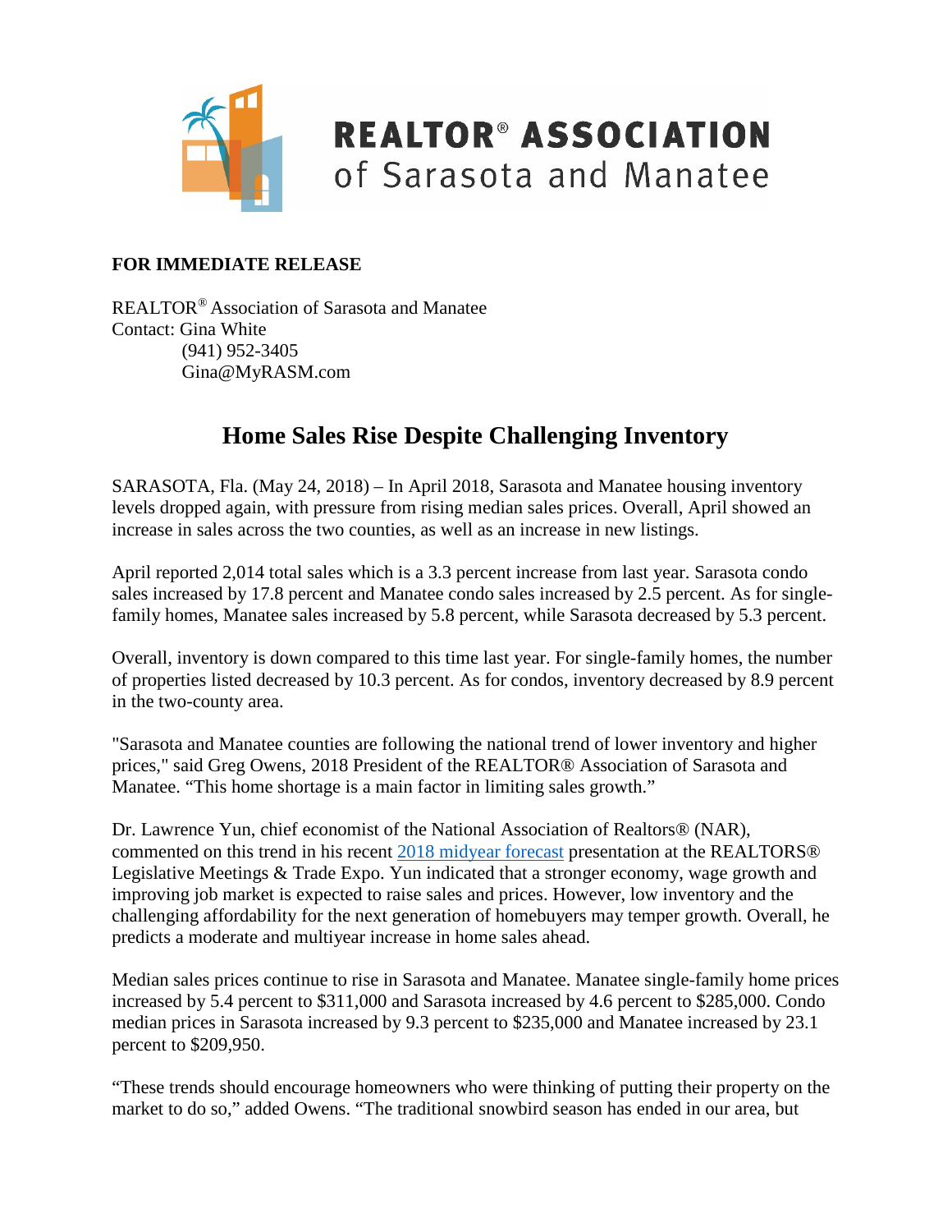**REALTOR® ASSOCIATION of Sarasota and Manatee**

**FOR IMMEDIATE RELEASE**

REALTOR® Association of Sarasota and Manatee
Contact: Gina White
(941) 952-3405
Gina@MyRASM.com

# Home Sales Rise Despite Challenging Inventory

SARASOTA, Fla. (May 24, 2018) – In April 2018, Sarasota and Manatee housing inventory levels dropped again, with pressure from rising median sales prices. Overall, April showed an increase in sales across the two counties, as well as an increase in new listings.

April reported 2,014 total sales which is a 3.3 percent increase from last year. Sarasota condo sales increased by 17.8 percent and Manatee condo sales increased by 2.5 percent. As for single-family homes, Manatee sales increased by 5.8 percent, while Sarasota decreased by 5.3 percent.

Overall, inventory is down compared to this time last year. For single-family homes, the number of properties listed decreased by 10.3 percent. As for condos, inventory decreased by 8.9 percent in the two-county area.

"Sarasota and Manatee counties are following the national trend of lower inventory and higher prices," said Greg Owens, 2018 President of the REALTOR® Association of Sarasota and Manatee. "This home shortage is a main factor in limiting sales growth."

Dr. Lawrence Yun, chief economist of the National Association of Realtors® (NAR), commented on this trend in his recent 2018 midyear forecast presentation at the REALTORS® Legislative Meetings & Trade Expo. Yun indicated that a stronger economy, wage growth and improving job market is expected to raise sales and prices. However, low inventory and the challenging affordability for the next generation of homebuyers may temper growth. Overall, he predicts a moderate and multiyear increase in home sales ahead.

Median sales prices continue to rise in Sarasota and Manatee. Manatee single-family home prices increased by 5.4 percent to $311,000 and Sarasota increased by 4.6 percent to $285,000. Condo median prices in Sarasota increased by 9.3 percent to $235,000 and Manatee increased by 23.1 percent to $209,950.

"These trends should encourage homeowners who were thinking of putting their property on the market to do so," added Owens. "The traditional snowbird season has ended in our area, but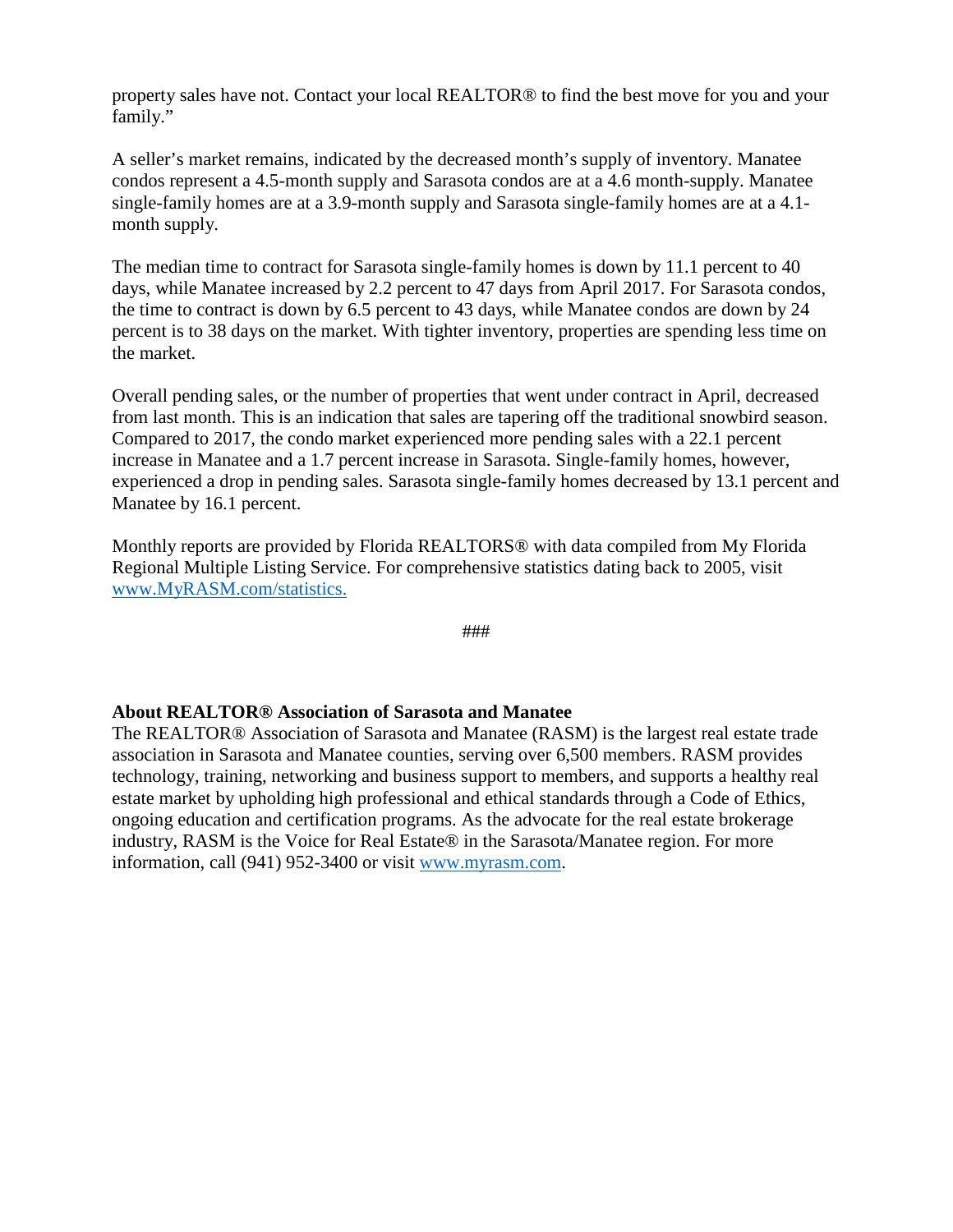property sales have not. Contact your local REALTOR® to find the best move for you and your family."

A seller's market remains, indicated by the decreased month's supply of inventory. Manatee condos represent a 4.5-month supply and Sarasota condos are at a 4.6 month-supply. Manatee single-family homes are at a 3.9-month supply and Sarasota single-family homes are at a 4.1-month supply.

The median time to contract for Sarasota single-family homes is down by 11.1 percent to 40 days, while Manatee increased by 2.2 percent to 47 days from April 2017. For Sarasota condos, the time to contract is down by 6.5 percent to 43 days, while Manatee condos are down by 24 percent is to 38 days on the market. With tighter inventory, properties are spending less time on the market.

Overall pending sales, or the number of properties that went under contract in April, decreased from last month. This is an indication that sales are tapering off the traditional snowbird season. Compared to 2017, the condo market experienced more pending sales with a 22.1 percent increase in Manatee and a 1.7 percent increase in Sarasota. Single-family homes, however, experienced a drop in pending sales. Sarasota single-family homes decreased by 13.1 percent and Manatee by 16.1 percent.

Monthly reports are provided by Florida REALTORS® with data compiled from My Florida Regional Multiple Listing Service. For comprehensive statistics dating back to 2005, visit [www.MyRASM.com/statistics.](www.MyRASM.com/statistics)

###

**About REALTOR® Association of Sarasota and Manatee**
The REALTOR® Association of Sarasota and Manatee (RASM) is the largest real estate trade association in Sarasota and Manatee counties, serving over 6,500 members. RASM provides technology, training, networking and business support to members, and supports a healthy real estate market by upholding high professional and ethical standards through a Code of Ethics, ongoing education and certification programs. As the advocate for the real estate brokerage industry, RASM is the Voice for Real Estate® in the Sarasota/Manatee region. For more information, call (941) 952-3400 or visit [www.myrasm.com](www.myrasm.com).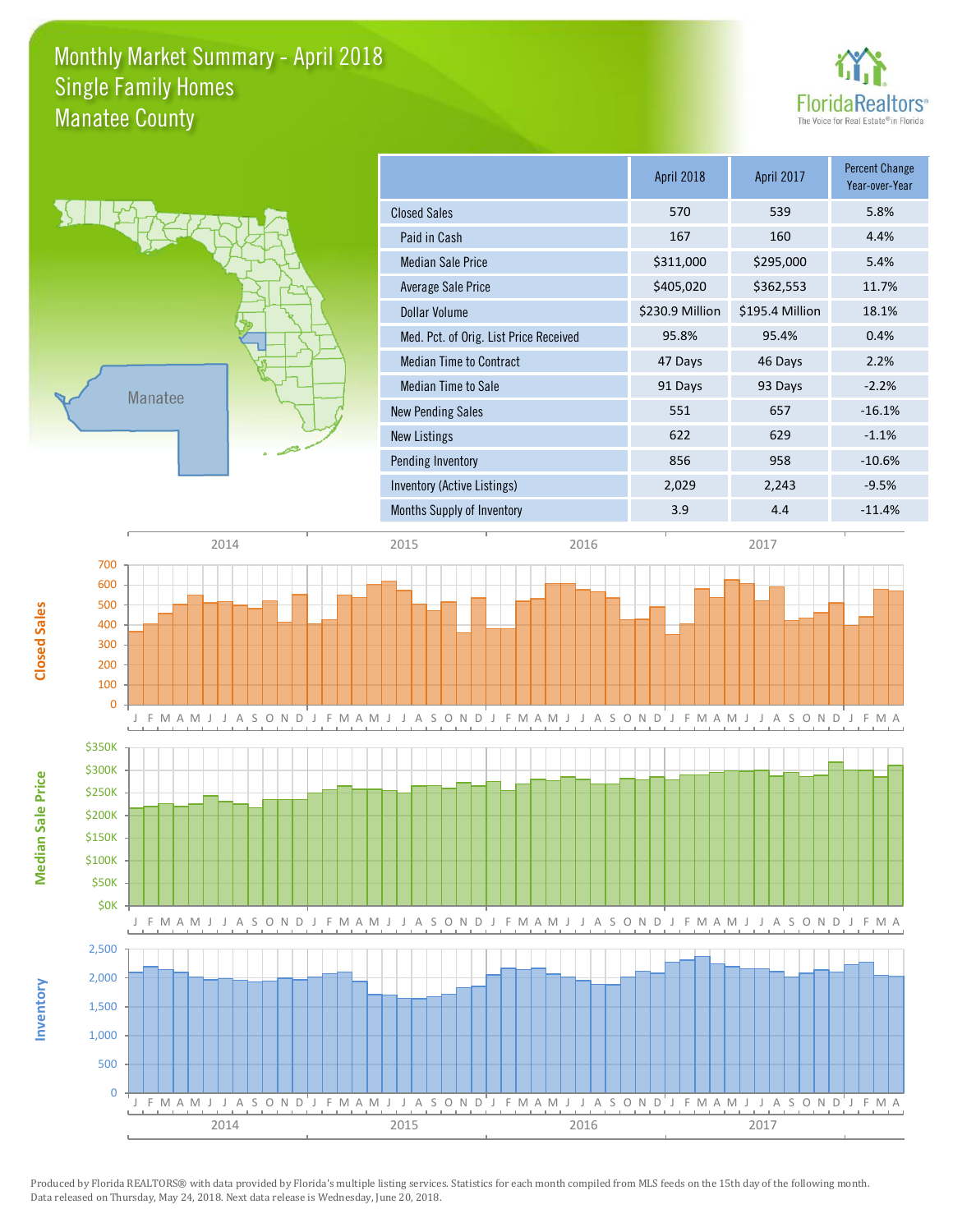# Monthly Market Summary - April 2018
## Single Family Homes
## Manatee County

| | April 2018 | April 2017 | Percent Change Year-over-Year |
|---|---|---|---|
| Closed Sales | 570 | 539 | 5.8% |
| Paid in Cash | 167 | 160 | 4.4% |
| Median Sale Price | $311,000 | $295,000 | 5.4% |
| Average Sale Price | $405,020 | $362,553 | 11.7% |
| Dollar Volume | $230.9 Million | $195.4 Million | 18.1% |
| Med. Pct. of Orig. List Price Received | 95.8% | 95.4% | 0.4% |
| Median Time to Contract | 47 Days | 46 Days | 2.2% |
| Median Time to Sale | 91 Days | 93 Days | -2.2% |
| New Pending Sales | 551 | 657 | -16.1% |
| New Listings | 622 | 629 | -1.1% |
| Pending Inventory | 856 | 958 | -10.6% |
| Inventory (Active Listings) | 2,029 | 2,243 | -9.5% |
| Months Supply of Inventory | 3.9 | 4.4 | -11.4% |

Produced by Florida REALTORS® with data provided by Florida's multiple listing services. Statistics for each month compiled from MLS feeds on the 15th day of the following month. Data released on Thursday, May 24, 2018. Next data release is Wednesday, June 20, 2018.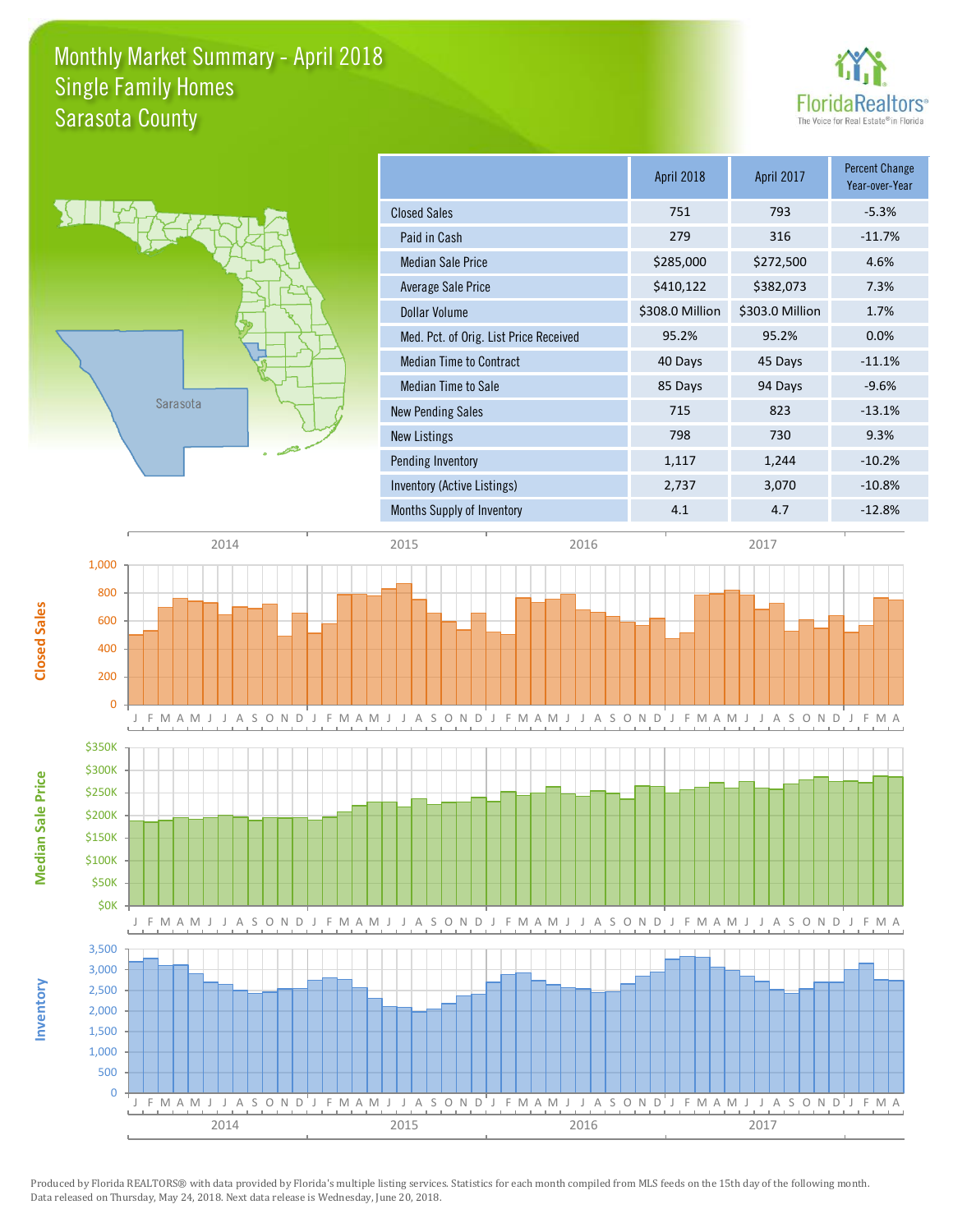# Monthly Market Summary - April 2018
## Single Family Homes
## Sarasota County

| | April 2018 | April 2017 | Percent Change Year-over-Year |
|---|---|---|---|
| Closed Sales | 751 | 793 | -5.3% |
| Paid in Cash | 279 | 316 | -11.7% |
| Median Sale Price | $285,000 | $272,500 | 4.6% |
| Average Sale Price | $410,122 | $382,073 | 7.3% |
| Dollar Volume | $308.0 Million | $303.0 Million | 1.7% |
| Med. Pct. of Orig. List Price Received | 95.2% | 95.2% | 0.0% |
| Median Time to Contract | 40 Days | 45 Days | -11.1% |
| Median Time to Sale | 85 Days | 94 Days | -9.6% |
| New Pending Sales | 715 | 823 | -13.1% |
| New Listings | 798 | 730 | 9.3% |
| Pending Inventory | 1,117 | 1,244 | -10.2% |
| Inventory (Active Listings) | 2,737 | 3,070 | -10.8% |
| Months Supply of Inventory | 4.1 | 4.7 | -12.8% |

Produced by Florida REALTORS® with data provided by Florida's multiple listing services. Statistics for each month compiled from MLS feeds on the 15th day of the following month. Data released on Thursday, May 24, 2018. Next data release is Wednesday, June 20, 2018.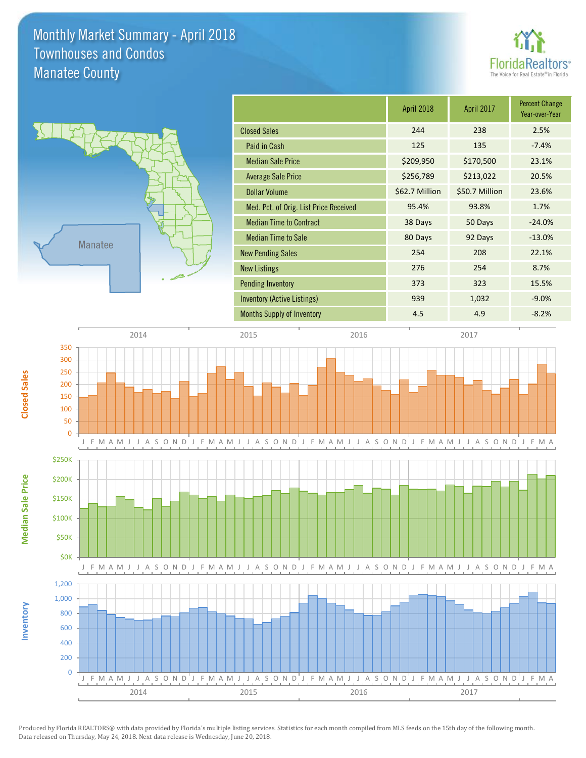# Monthly Market Summary - April 2018
## Townhouses and Condos
## Manatee County

FloridaRealtors® The Voice for Real Estate® in Florida

| | April 2018 | April 2017 | Percent Change Year-over-Year |
|---|---|---|---|
| Closed Sales | 244 | 238 | 2.5% |
| Paid in Cash | 125 | 135 | -7.4% |
| Median Sale Price | $209,950 | $170,500 | 23.1% |
| Average Sale Price | $256,789 | $213,022 | 20.5% |
| Dollar Volume | $62.7 Million | $50.7 Million | 23.6% |
| Med. Pct. of Orig. List Price Received | 95.4% | 93.8% | 1.7% |
| Median Time to Contract | 38 Days | 50 Days | -24.0% |
| Median Time to Sale | 80 Days | 92 Days | -13.0% |
| New Pending Sales | 254 | 208 | 22.1% |
| New Listings | 276 | 254 | 8.7% |
| Pending Inventory | 373 | 323 | 15.5% |
| Inventory (Active Listings) | 939 | 1,032 | -9.0% |
| Months Supply of Inventory | 4.5 | 4.9 | -8.2% |

Produced by Florida REALTORS® with data provided by Florida's multiple listing services. Statistics for each month compiled from MLS feeds on the 15th day of the following month. Data released on Thursday, May 24, 2018. Next data release is Wednesday, June 20, 2018.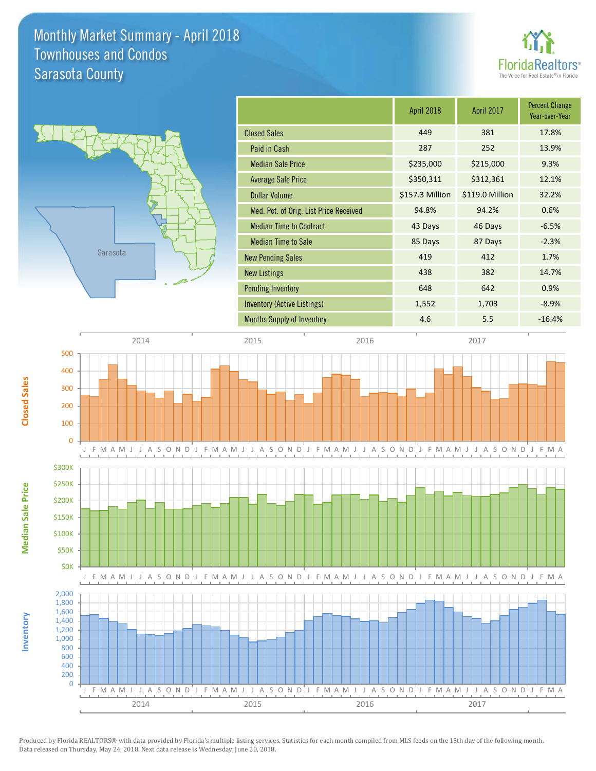# Monthly Market Summary - April 2018
## Townhouses and Condos
## Sarasota County

| | April 2018 | April 2017 | Percent Change Year-over-Year |
|---|---|---|---|
| Closed Sales | 449 | 381 | 17.8% |
| Paid in Cash | 287 | 252 | 13.9% |
| Median Sale Price | $235,000 | $215,000 | 9.3% |
| Average Sale Price | $350,311 | $312,361 | 12.1% |
| Dollar Volume | $157.3 Million | $119.0 Million | 32.2% |
| Med. Pct. of Orig. List Price Received | 94.8% | 94.2% | 0.6% |
| Median Time to Contract | 43 Days | 46 Days | -6.5% |
| Median Time to Sale | 85 Days | 87 Days | -2.3% |
| New Pending Sales | 419 | 412 | 1.7% |
| New Listings | 438 | 382 | 14.7% |
| Pending Inventory | 648 | 642 | 0.9% |
| Inventory (Active Listings) | 1,552 | 1,703 | -8.9% |
| Months Supply of Inventory | 4.6 | 5.5 | -16.4% |

Produced by Florida REALTORS® with data provided by Florida's multiple listing services. Statistics for each month compiled from MLS feeds on the 15th day of the following month. Data released on Thursday, May 24, 2018. Next data release is Wednesday, June 20, 2018.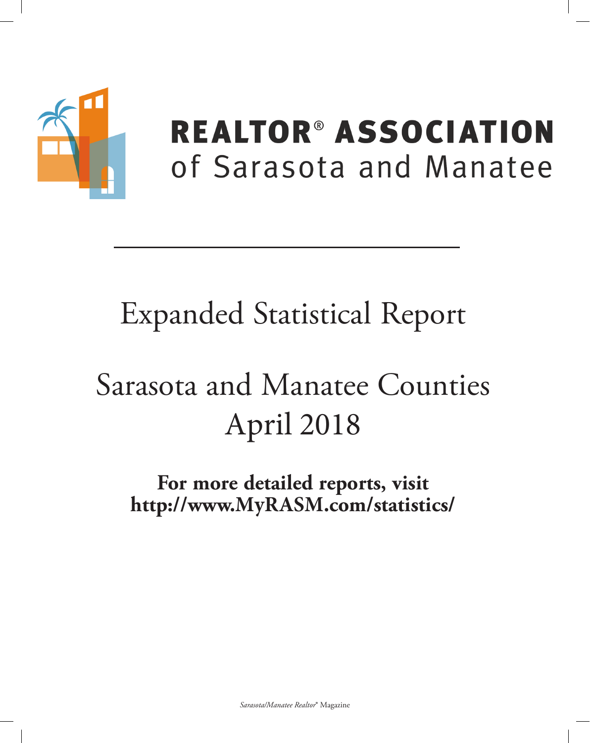# REALTOR® ASSOCIATION

## of Sarasota and Manatee

---

# Expanded Statistical Report

# Sarasota and Manatee Counties
# April 2018

**For more detailed reports, visit**
**http://www.MyRASM.com/statistics/**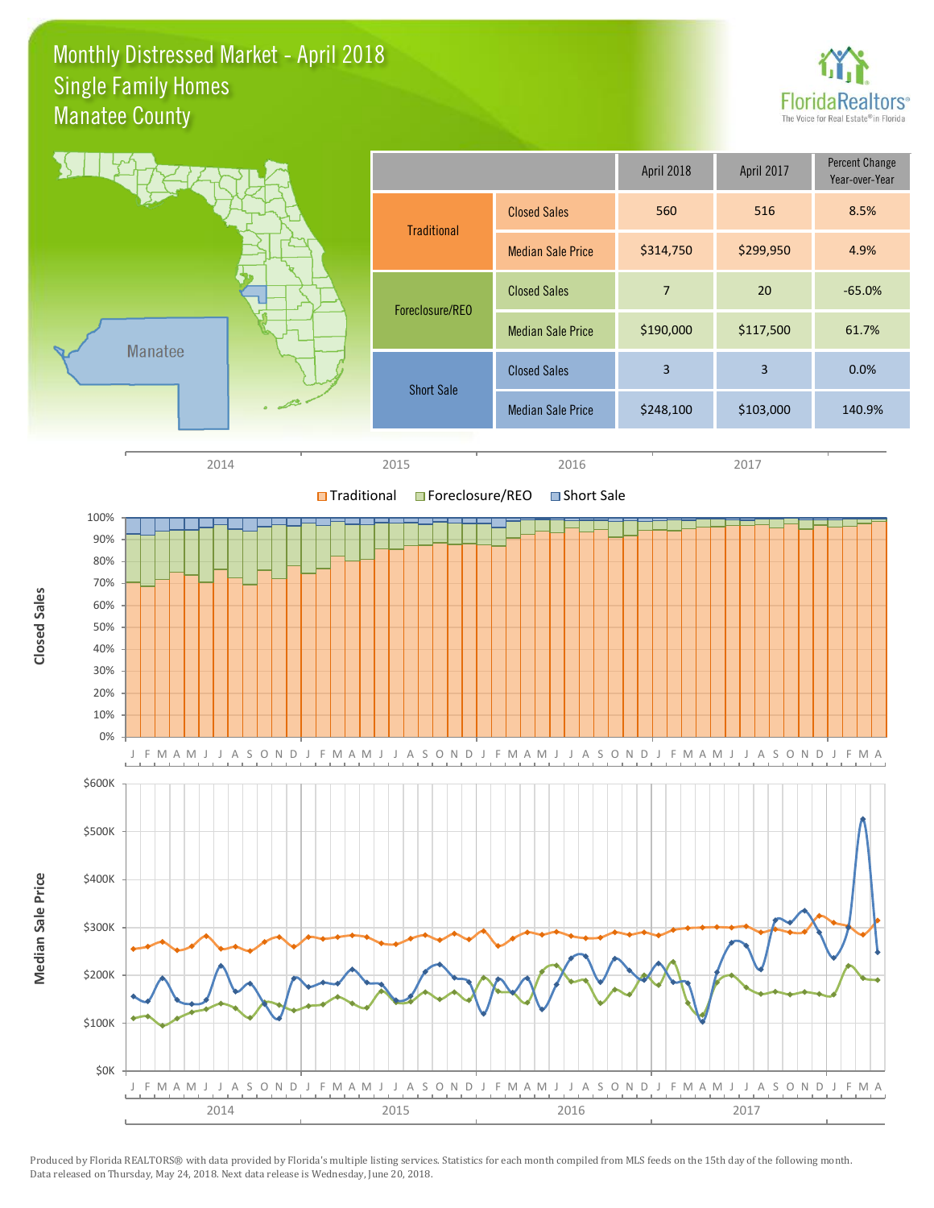# Monthly Distressed Market - April 2018
## Single Family Homes
## Manatee County

| | | April 2018 | April 2017 | Percent Change Year-over-Year |
|---|---|---|---|---|
| Traditional | Closed Sales | 560 | 516 | 8.5% |
| | Median Sale Price | $314,750 | $299,950 | 4.9% |
| Foreclosure/REO | Closed Sales | 7 | 20 | -65.0% |
| | Median Sale Price | $190,000 | $117,500 | 61.7% |
| Short Sale | Closed Sales | 3 | 3 | 0.0% |
| | Median Sale Price | $248,100 | $103,000 | 140.9% |

Produced by Florida REALTORS® with data provided by Florida's multiple listing services. Statistics for each month compiled from MLS feeds on the 15th day of the following month. Data released on Thursday, May 24, 2018. Next data release is Wednesday, June 20, 2018.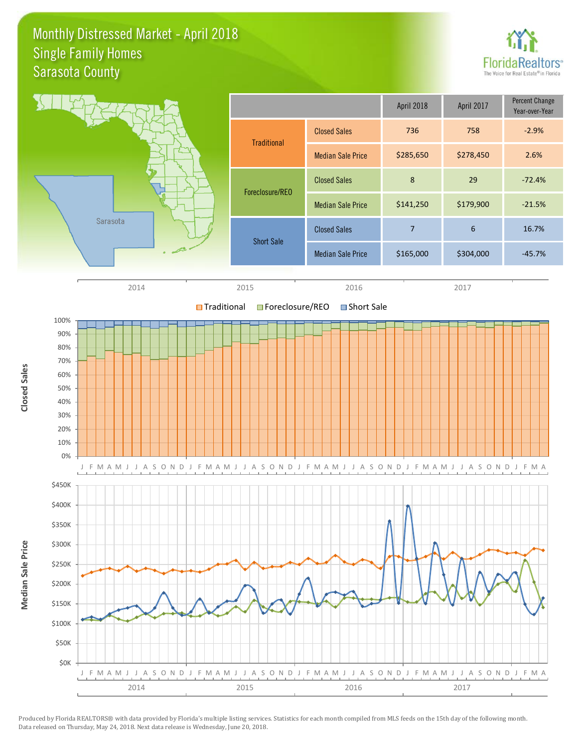# Monthly Distressed Market - April 2018
## Single Family Homes
## Sarasota County

| | | April 2018 | April 2017 | Percent Change Year-over-Year |
|---|---|---|---|---|
| Traditional | Closed Sales | 736 | 758 | -2.9% |
| | Median Sale Price | $285,650 | $278,450 | 2.6% |
| Foreclosure/REO | Closed Sales | 8 | 29 | -72.4% |
| | Median Sale Price | $141,250 | $179,900 | -21.5% |
| Short Sale | Closed Sales | 7 | 6 | 16.7% |
| | Median Sale Price | $165,000 | $304,000 | -45.7% |

Produced by Florida REALTORS® with data provided by Florida's multiple listing services. Statistics for each month compiled from MLS feeds on the 15th day of the following month. Data released on Thursday, May 24, 2018. Next data release is Wednesday, June 20, 2018.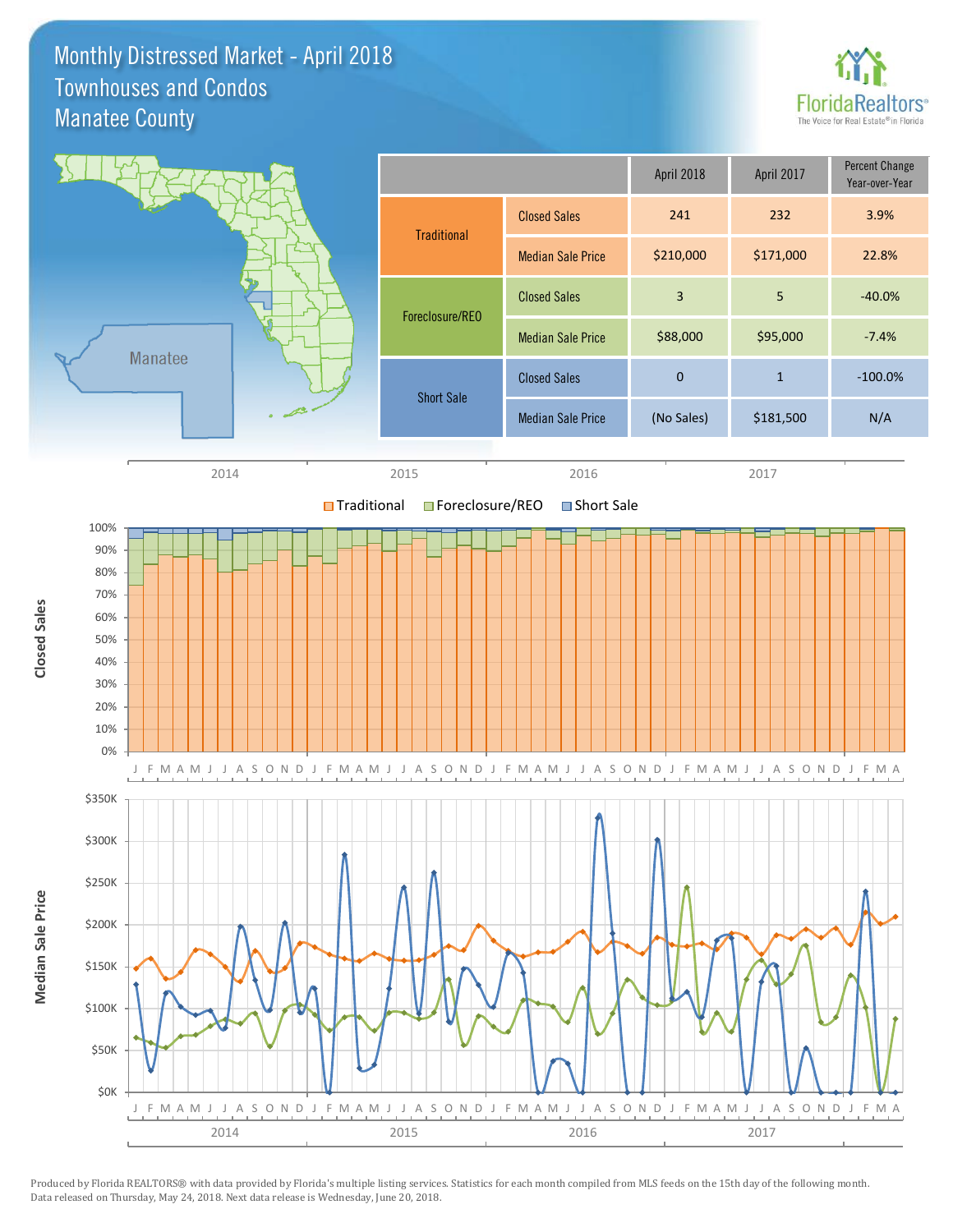# Monthly Distressed Market - April 2018
## Townhouses and Condos
## Manatee County

| | | April 2018 | April 2017 | Percent Change Year-over-Year |
|---|---|---|---|---|
| Traditional | Closed Sales | 241 | 232 | 3.9% |
| | Median Sale Price | $210,000 | $171,000 | 22.8% |
| Foreclosure/REO | Closed Sales | 3 | 5 | -40.0% |
| | Median Sale Price | $88,000 | $95,000 | -7.4% |
| Short Sale | Closed Sales | 0 | 1 | -100.0% |
| | Median Sale Price | (No Sales) | $181,500 | N/A |

Produced by Florida REALTORS® with data provided by Florida's multiple listing services. Statistics for each month compiled from MLS feeds on the 15th day of the following month. Data released on Thursday, May 24, 2018. Next data release is Wednesday, June 20, 2018.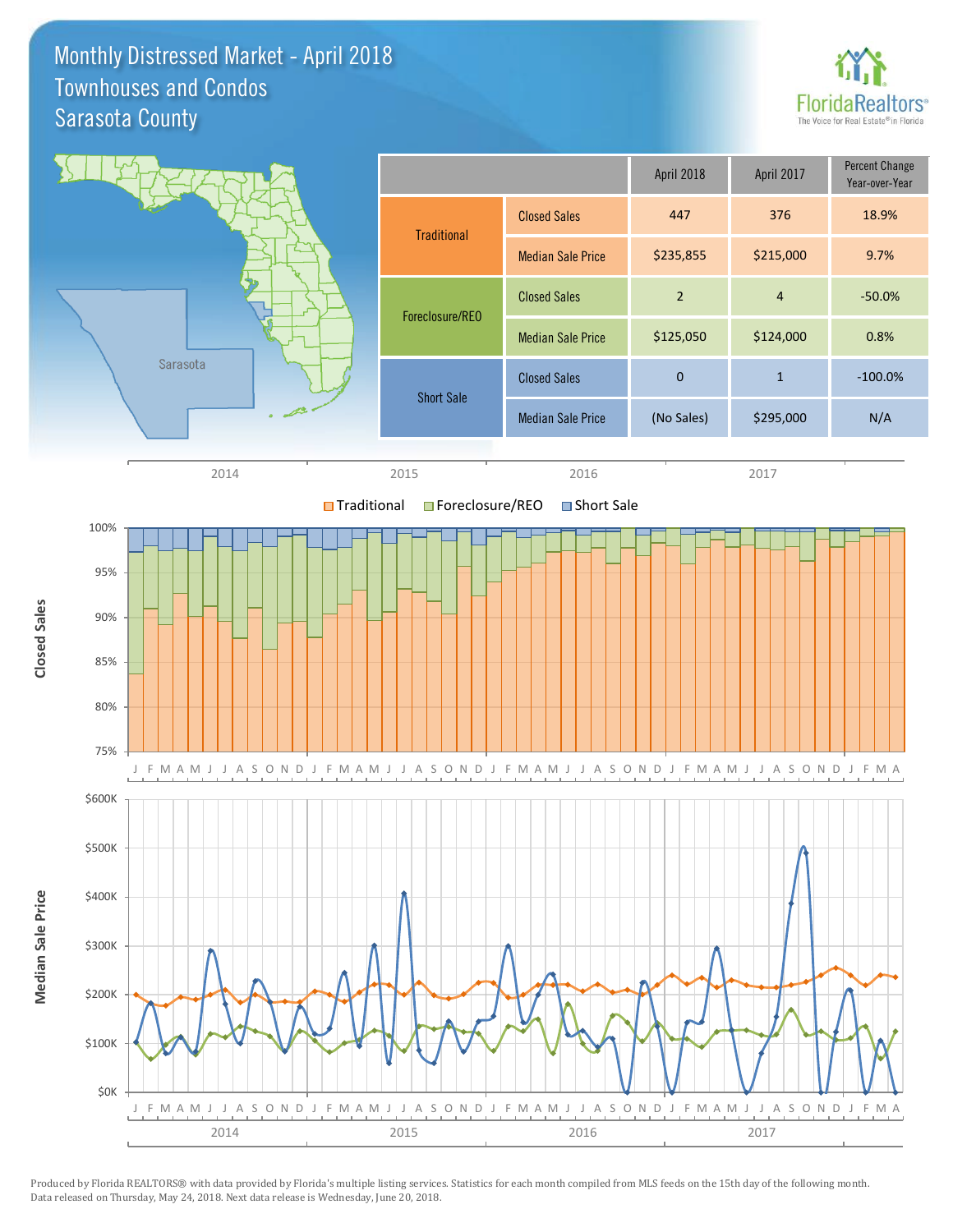# Monthly Distressed Market - April 2018
## Townhouses and Condos
## Sarasota County

FloridaRealtors®
The Voice for Real Estate® in Florida

Sarasota

| | | April 2018 | April 2017 | Percent Change Year-over-Year |
|---|---|---|---|---|
| Traditional | Closed Sales | 447 | 376 | 18.9% |
| | Median Sale Price | $235,855 | $215,000 | 9.7% |
| Foreclosure/REO | Closed Sales | 2 | 4 | -50.0% |
| | Median Sale Price | $125,050 | $124,000 | 0.8% |
| Short Sale | Closed Sales | 0 | 1 | -100.0% |
| | Median Sale Price | (No Sales) | $295,000 | N/A |

2014 2015 2016 2017

Traditional Foreclosure/REO Short Sale

Closed Sales

100%
95%
90%
85%
80%
75%

J F M A M J J A S O N D J F M A M J J A S O N D J F M A M J J A S O N D J F M A M J J A S O N D J F M A

Median Sale Price

$600K
$500K
$400K
$300K
$200K
$100K
$0K

J F M A M J J A S O N D J F M A M J J A S O N D J F M A M J J A S O N D J F M A M J J A S O N D J F M A

2014 2015 2016 2017

Produced by Florida REALTORS® with data provided by Florida's multiple listing services. Statistics for each month compiled from MLS feeds on the 15th day of the following month. Data released on Thursday, May 24, 2018. Next data release is Wednesday, June 20, 2018.